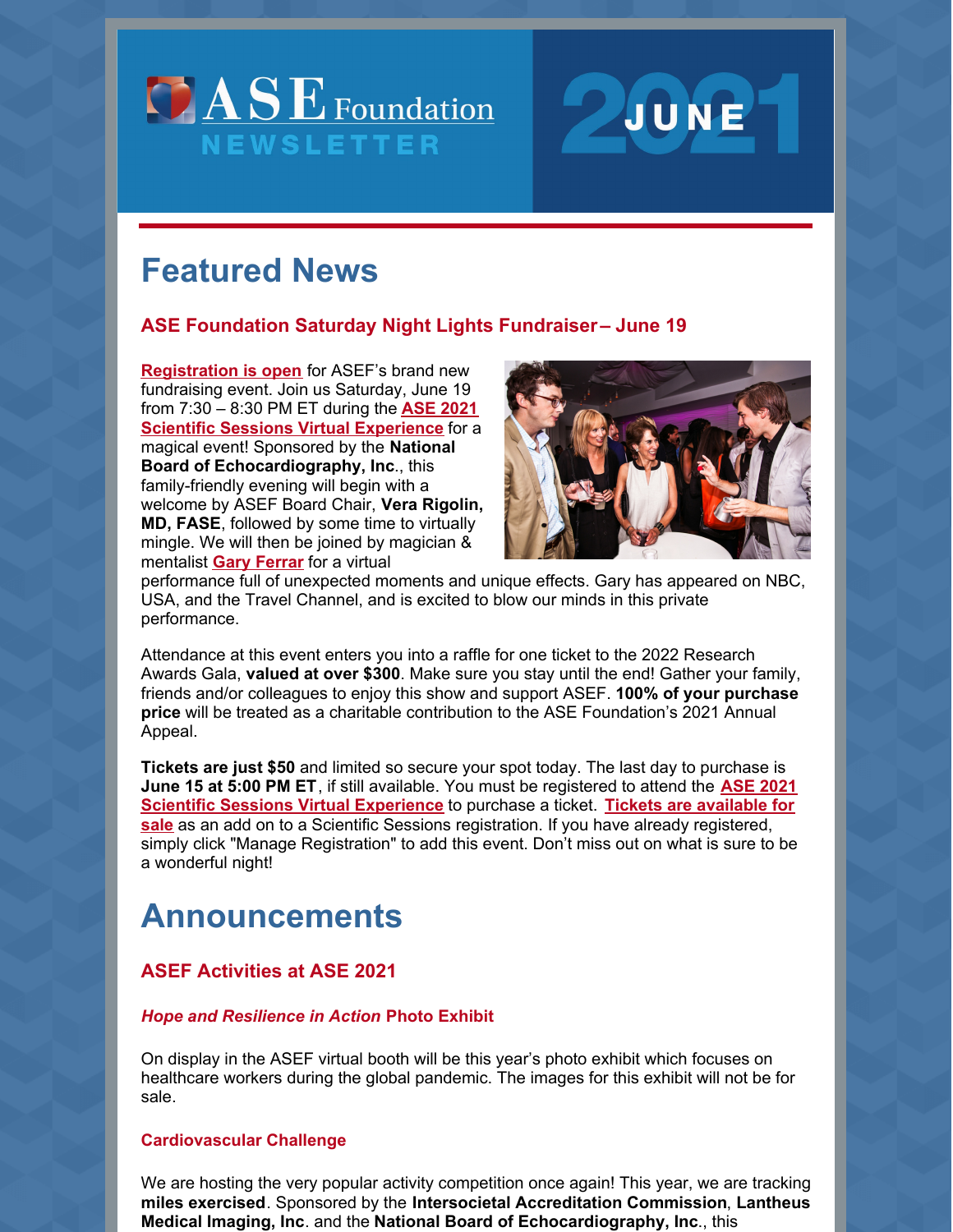# ASE Foundation NEWSLETTER

# JUNE 2021

# Featured News

### ASE Foundation Saturday Night Lights Fundraiser– June 19

**Registration is open** for ASEF's brand new fundraising event. Join us Saturday, June 19 from 7:30 – 8:30 PM ET during the **ASE 2021 Scientific Sessions Virtual Experience** for a magical event! Sponsored by the **National Board of Echocardiography, Inc**., this family-friendly evening will begin with a welcome by ASEF Board Chair, **Vera Rigolin, MD, FASE**, followed by some time to virtually mingle. We will then be joined by magician & mentalist **Gary Ferrar** for a virtual performance full of unexpected moments and unique effects. Gary has appeared on NBC, USA, and the Travel Channel, and is excited to blow our minds in this private performance.

Attendance at this event enters you into a raffle for one ticket to the 2022 Research Awards Gala, **valued at over $300**. Make sure you stay until the end! Gather your family, friends and/or colleagues to enjoy this show and support ASEF. **100% of your purchase price** will be treated as a charitable contribution to the ASE Foundation's 2021 Annual Appeal.

**Tickets are just $50** and limited so secure your spot today. The last day to purchase is **June 15 at 5:00 PM ET**, if still available. You must be registered to attend the **ASE 2021 Scientific Sessions Virtual Experience** to purchase a ticket. **Tickets are available for sale** as an add on to a Scientific Sessions registration. If you have already registered, simply click "Manage Registration" to add this event. Don't miss out on what is sure to be a wonderful night!

# Announcements

### ASEF Activities at ASE 2021

#### *Hope and Resilience in Action* Photo Exhibit

On display in the ASEF virtual booth will be this year's photo exhibit which focuses on healthcare workers during the global pandemic. The images for this exhibit will not be for sale.

#### Cardiovascular Challenge

We are hosting the very popular activity competition once again! This year, we are tracking **miles exercised**. Sponsored by the **Intersocietal Accreditation Commission**, **Lantheus Medical Imaging, Inc**. and the **National Board of Echocardiography, Inc**., this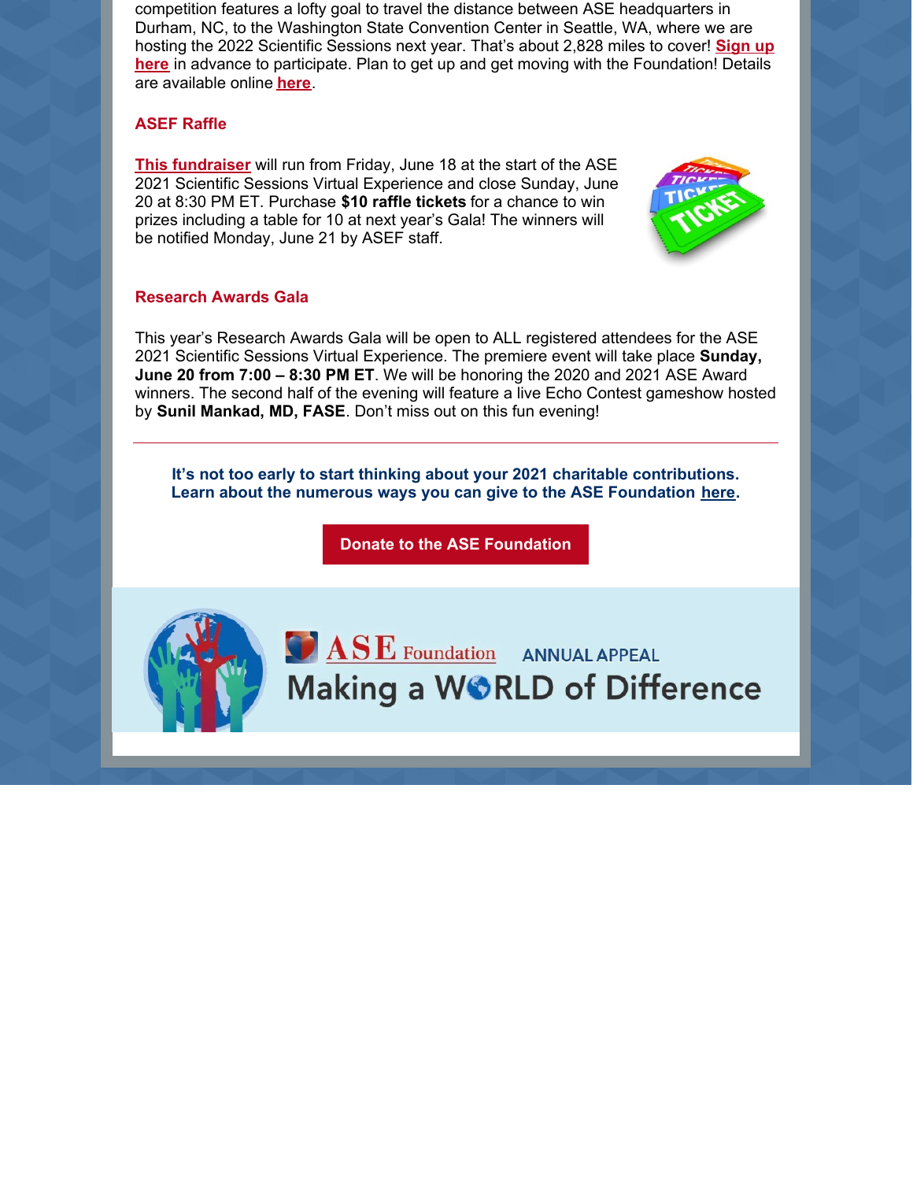competition features a lofty goal to travel the distance between ASE headquarters in Durham, NC, to the Washington State Convention Center in Seattle, WA, where we are hosting the 2022 Scientific Sessions next year. That's about 2,828 miles to cover! **Sign up here** in advance to participate. Plan to get up and get moving with the Foundation! Details are available online **here**.

### ASEF Raffle

**This fundraiser** will run from Friday, June 18 at the start of the ASE 2021 Scientific Sessions Virtual Experience and close Sunday, June 20 at 8:30 PM ET. Purchase **$10 raffle tickets** for a chance to win prizes including a table for 10 at next year's Gala! The winners will be notified Monday, June 21 by ASEF staff.

### Research Awards Gala

This year's Research Awards Gala will be open to ALL registered attendees for the ASE 2021 Scientific Sessions Virtual Experience. The premiere event will take place **Sunday, June 20 from 7:00 – 8:30 PM ET**. We will be honoring the 2020 and 2021 ASE Award winners. The second half of the evening will feature a live Echo Contest gameshow hosted by **Sunil Mankad, MD, FASE**. Don't miss out on this fun evening!

---

**It's not too early to start thinking about your 2021 charitable contributions. Learn about the numerous ways you can give to the ASE Foundation here.**

**Donate to the ASE Foundation**

ASE Foundation ANNUAL APPEAL

Making a WORLD of Difference